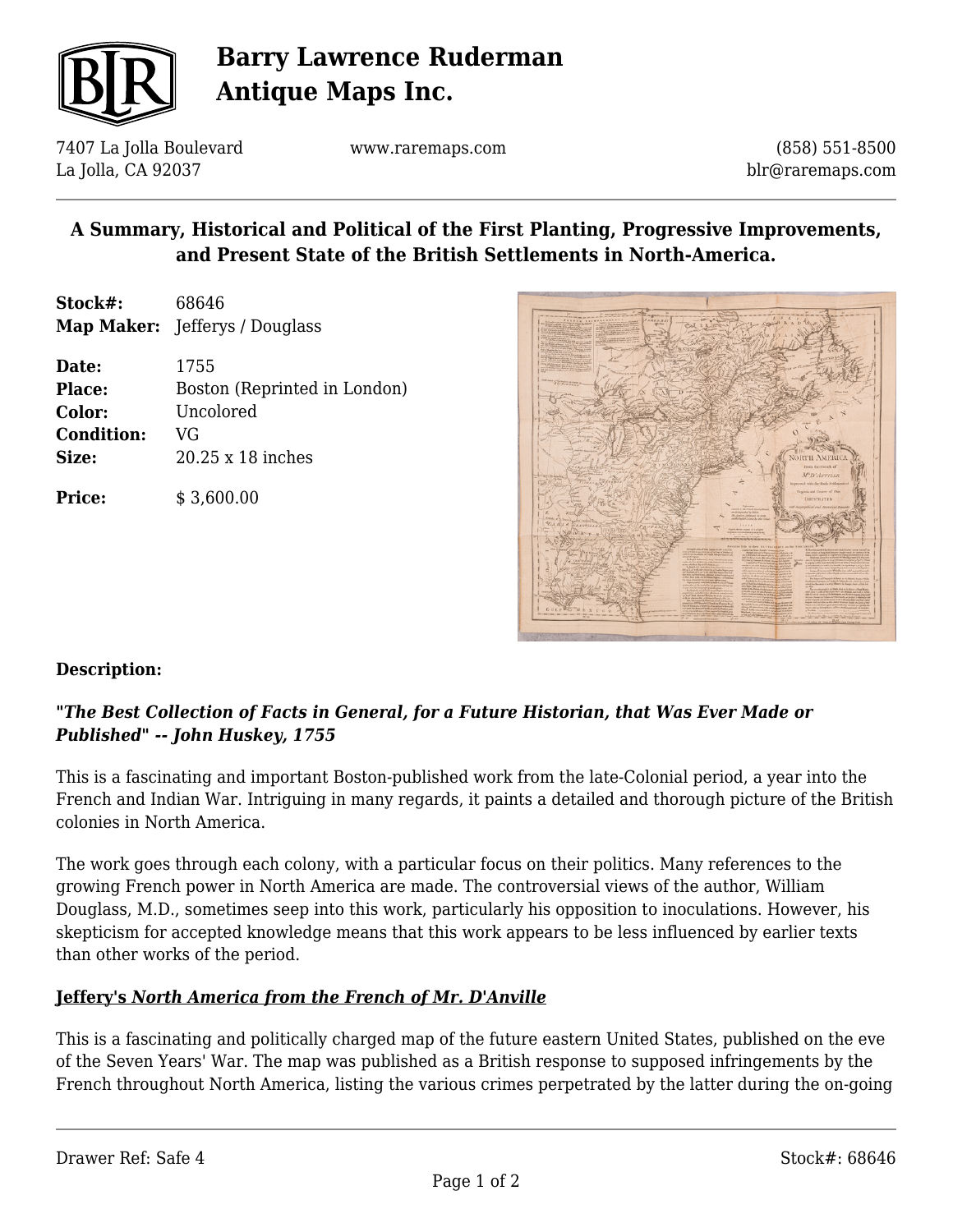# Barry Lawrence Ruderman Antique Maps Inc.

7407 La Jolla Boulevard
La Jolla, CA 92037

www.raremaps.com

(858) 551-8500
blr@raremaps.com

## A Summary, Historical and Political of the First Planting, Progressive Improvements, and Present State of the British Settlements in North-America.

**Stock#:** 68646
**Map Maker:** Jefferys / Douglass

**Date:** 1755
**Place:** Boston (Reprinted in London)
**Color:** Uncolored
**Condition:** VG
**Size:** 20.25 x 18 inches

**Price:** $ 3,600.00

**Description:**

***"The Best Collection of Facts in General, for a Future Historian, that Was Ever Made or Published" -- John Huskey, 1755***

This is a fascinating and important Boston-published work from the late-Colonial period, a year into the French and Indian War. Intriguing in many regards, it paints a detailed and thorough picture of the British colonies in North America.

The work goes through each colony, with a particular focus on their politics. Many references to the growing French power in North America are made. The controversial views of the author, William Douglass, M.D., sometimes seep into this work, particularly his opposition to inoculations. However, his skepticism for accepted knowledge means that this work appears to be less influenced by earlier texts than other works of the period.

**Jeffery's *North America from the French of Mr. D'Anville***

This is a fascinating and politically charged map of the future eastern United States, published on the eve of the Seven Years' War. The map was published as a British response to supposed infringements by the French throughout North America, listing the various crimes perpetrated by the latter during the on-going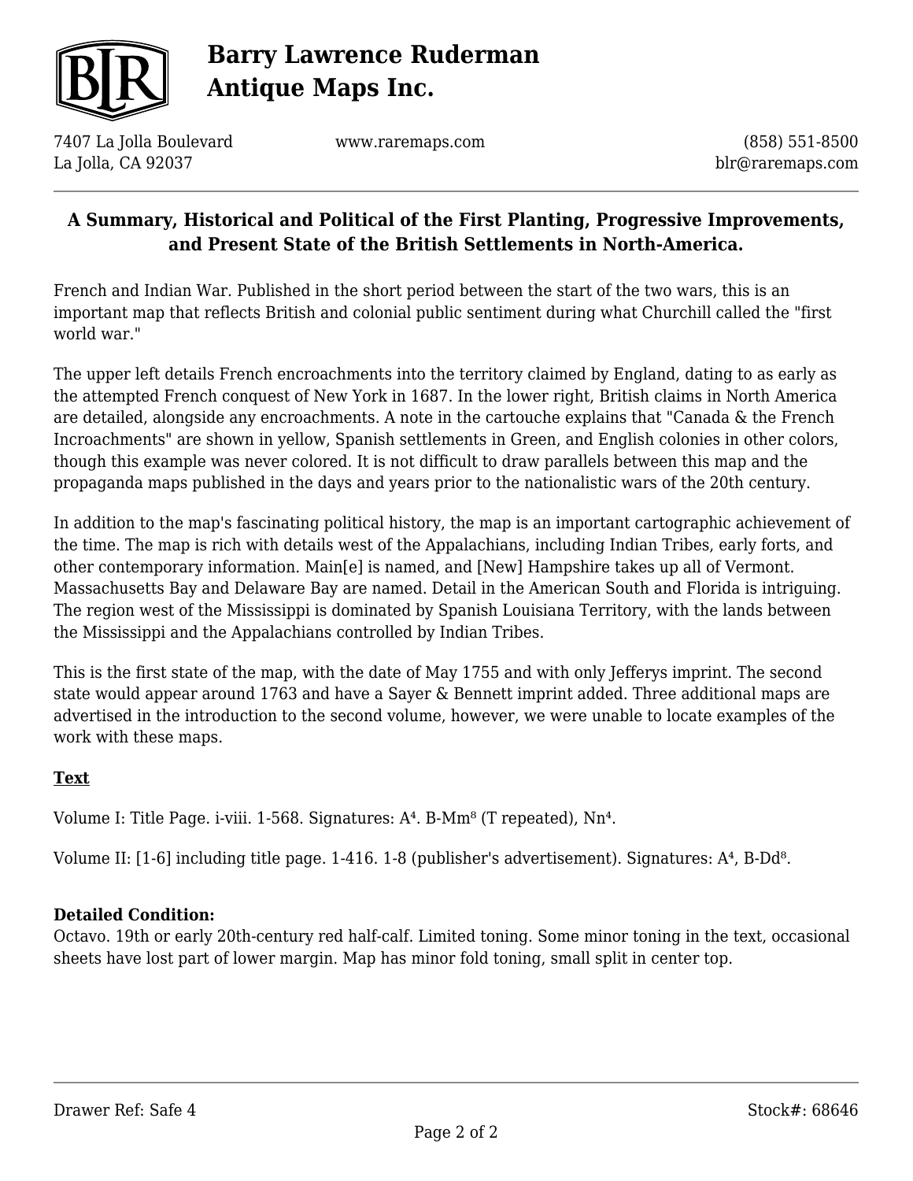## A Summary, Historical and Political of the First Planting, Progressive Improvements, and Present State of the British Settlements in North-America.

French and Indian War. Published in the short period between the start of the two wars, this is an important map that reflects British and colonial public sentiment during what Churchill called the "first world war."

The upper left details French encroachments into the territory claimed by England, dating to as early as the attempted French conquest of New York in 1687. In the lower right, British claims in North America are detailed, alongside any encroachments. A note in the cartouche explains that "Canada & the French Incroachments" are shown in yellow, Spanish settlements in Green, and English colonies in other colors, though this example was never colored. It is not difficult to draw parallels between this map and the propaganda maps published in the days and years prior to the nationalistic wars of the 20th century.

In addition to the map's fascinating political history, the map is an important cartographic achievement of the time. The map is rich with details west of the Appalachians, including Indian Tribes, early forts, and other contemporary information. Main[e] is named, and [New] Hampshire takes up all of Vermont. Massachusetts Bay and Delaware Bay are named. Detail in the American South and Florida is intriguing. The region west of the Mississippi is dominated by Spanish Louisiana Territory, with the lands between the Mississippi and the Appalachians controlled by Indian Tribes.

This is the first state of the map, with the date of May 1755 and with only Jefferys imprint. The second state would appear around 1763 and have a Sayer & Bennett imprint added. Three additional maps are advertised in the introduction to the second volume, however, we were unable to locate examples of the work with these maps.

**Text**

Volume I: Title Page. i-viii. 1-568. Signatures: $A^4$. B-$Mm^8$ (T repeated), $Nn^4$.

Volume II: [1-6] including title page. 1-416. 1-8 (publisher's advertisement). Signatures: $A^4$, B-$Dd^8$.

**Detailed Condition:**

Octavo. 19th or early 20th-century red half-calf. Limited toning. Some minor toning in the text, occasional sheets have lost part of lower margin. Map has minor fold toning, small split in center top.